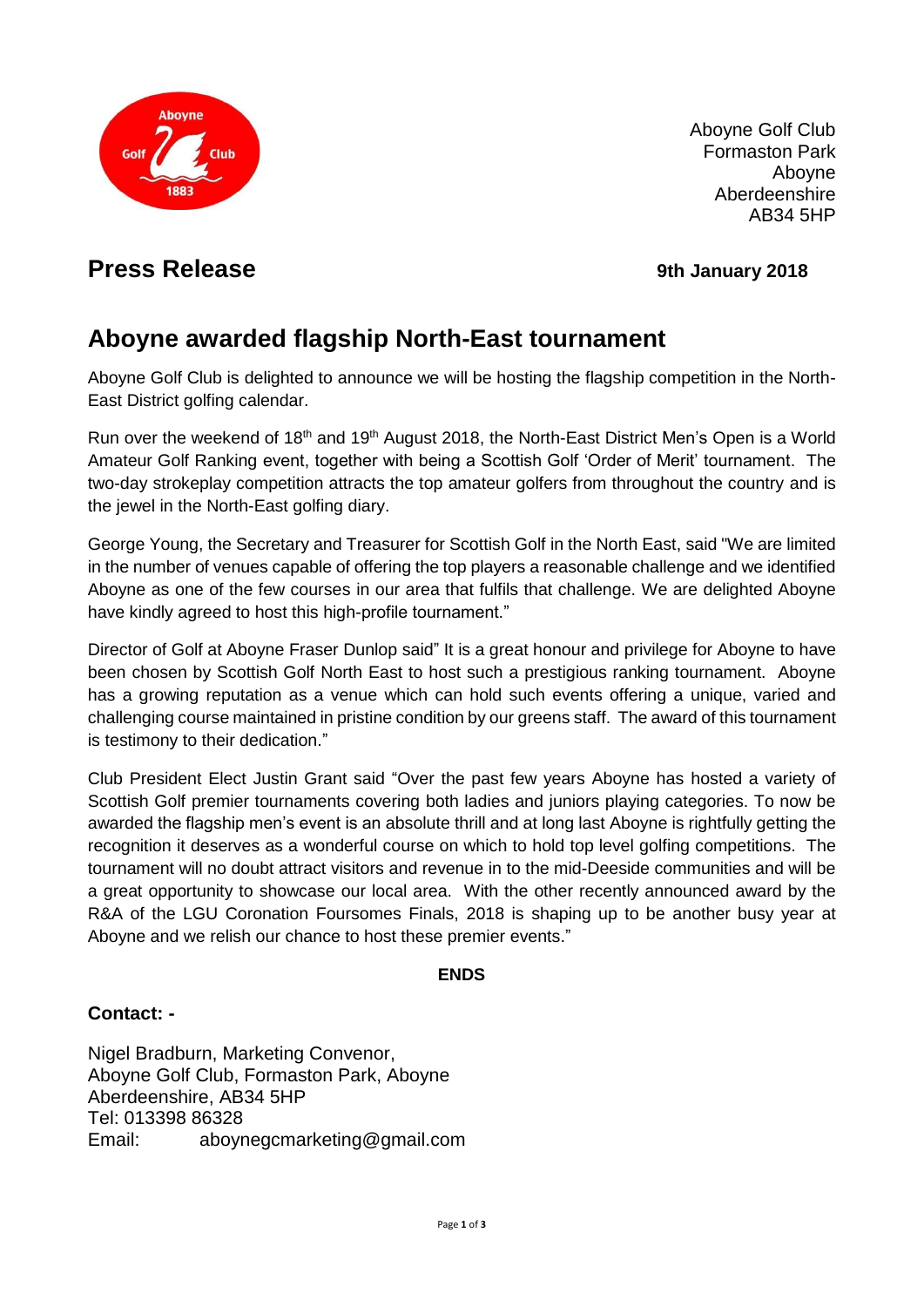Aboyne Golf Club
Formaston Park
Aboyne
Aberdeenshire
AB34 5HP

# Press Release

**9th January 2018**

## Aboyne awarded flagship North-East tournament

Aboyne Golf Club is delighted to announce we will be hosting the flagship competition in the North-East District golfing calendar.

Run over the weekend of 18th and 19th August 2018, the North-East District Men's Open is a World Amateur Golf Ranking event, together with being a Scottish Golf 'Order of Merit' tournament. The two-day strokeplay competition attracts the top amateur golfers from throughout the country and is the jewel in the North-East golfing diary.

George Young, the Secretary and Treasurer for Scottish Golf in the North East, said "We are limited in the number of venues capable of offering the top players a reasonable challenge and we identified Aboyne as one of the few courses in our area that fulfils that challenge. We are delighted Aboyne have kindly agreed to host this high-profile tournament."

Director of Golf at Aboyne Fraser Dunlop said" It is a great honour and privilege for Aboyne to have been chosen by Scottish Golf North East to host such a prestigious ranking tournament. Aboyne has a growing reputation as a venue which can hold such events offering a unique, varied and challenging course maintained in pristine condition by our greens staff. The award of this tournament is testimony to their dedication."

Club President Elect Justin Grant said "Over the past few years Aboyne has hosted a variety of Scottish Golf premier tournaments covering both ladies and juniors playing categories. To now be awarded the flagship men's event is an absolute thrill and at long last Aboyne is rightfully getting the recognition it deserves as a wonderful course on which to hold top level golfing competitions. The tournament will no doubt attract visitors and revenue in to the mid-Deeside communities and will be a great opportunity to showcase our local area. With the other recently announced award by the R&A of the LGU Coronation Foursomes Finals, 2018 is shaping up to be another busy year at Aboyne and we relish our chance to host these premier events."

**ENDS**

**Contact: -**

Nigel Bradburn, Marketing Convenor,
Aboyne Golf Club, Formaston Park, Aboyne
Aberdeenshire, AB34 5HP
Tel: 013398 86328
Email: aboynegcmarketing@gmail.com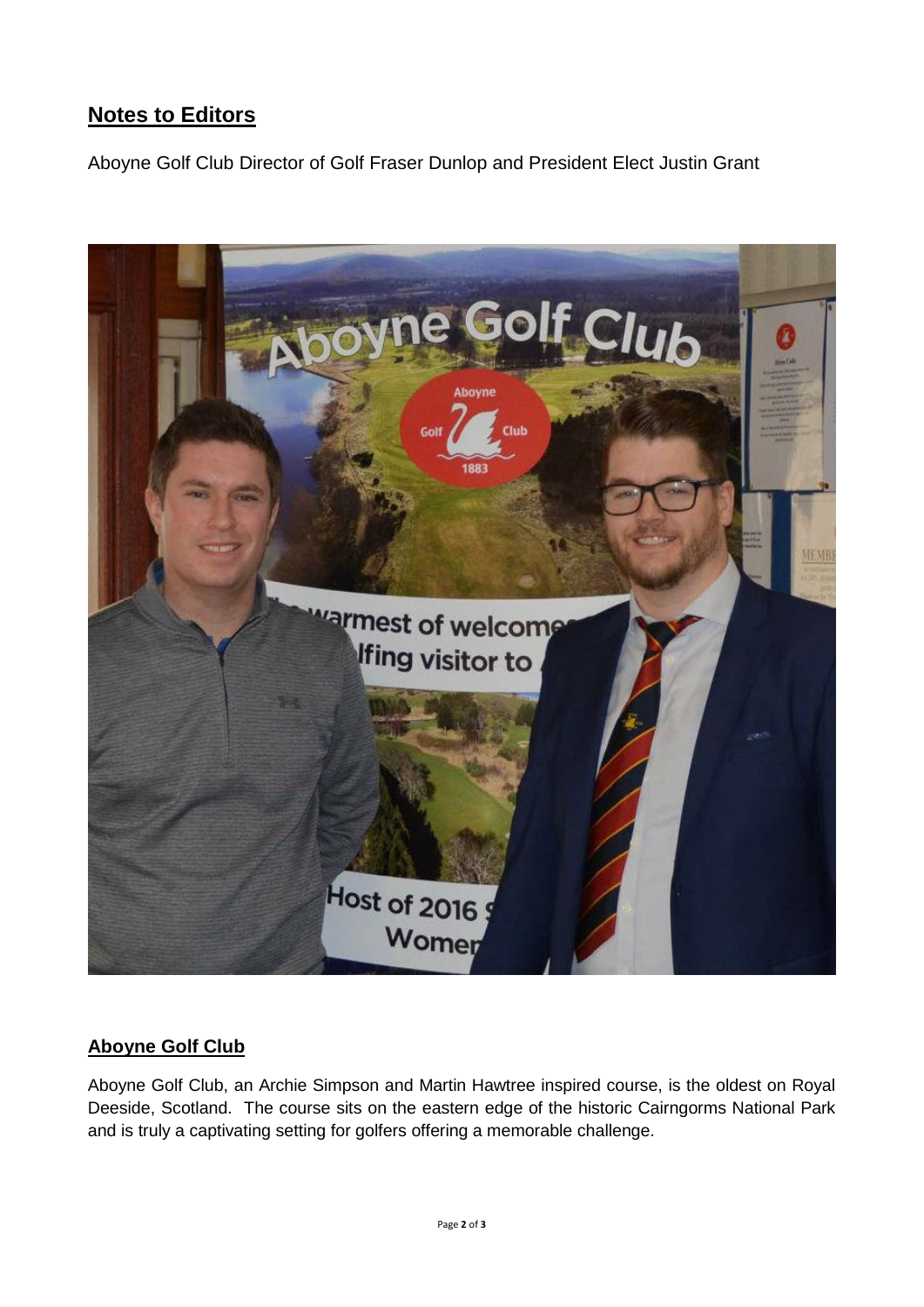## Notes to Editors

Aboyne Golf Club Director of Golf Fraser Dunlop and President Elect Justin Grant

### Aboyne Golf Club

Aboyne Golf Club, an Archie Simpson and Martin Hawtree inspired course, is the oldest on Royal Deeside, Scotland. The course sits on the eastern edge of the historic Cairngorms National Park and is truly a captivating setting for golfers offering a memorable challenge.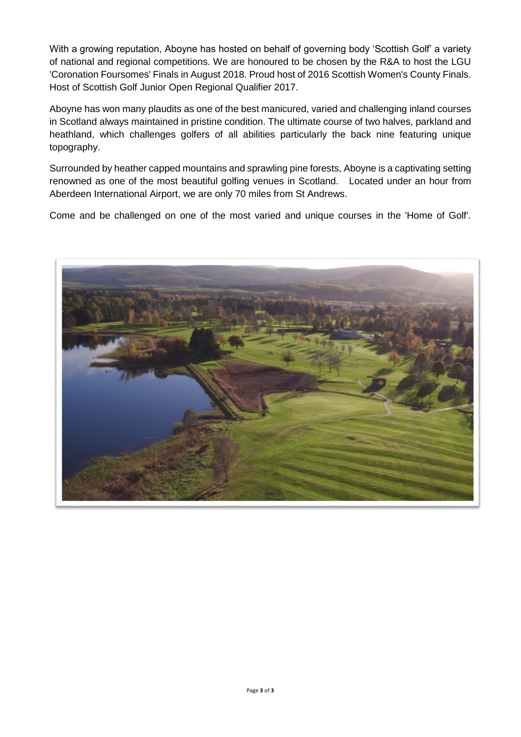With a growing reputation, Aboyne has hosted on behalf of governing body 'Scottish Golf' a variety of national and regional competitions. We are honoured to be chosen by the R&A to host the LGU 'Coronation Foursomes' Finals in August 2018. Proud host of 2016 Scottish Women's County Finals. Host of Scottish Golf Junior Open Regional Qualifier 2017.

Aboyne has won many plaudits as one of the best manicured, varied and challenging inland courses in Scotland always maintained in pristine condition. The ultimate course of two halves, parkland and heathland, which challenges golfers of all abilities particularly the back nine featuring unique topography.

Surrounded by heather capped mountains and sprawling pine forests, Aboyne is a captivating setting renowned as one of the most beautiful golfing venues in Scotland. Located under an hour from Aberdeen International Airport, we are only 70 miles from St Andrews.

Come and be challenged on one of the most varied and unique courses in the 'Home of Golf'.